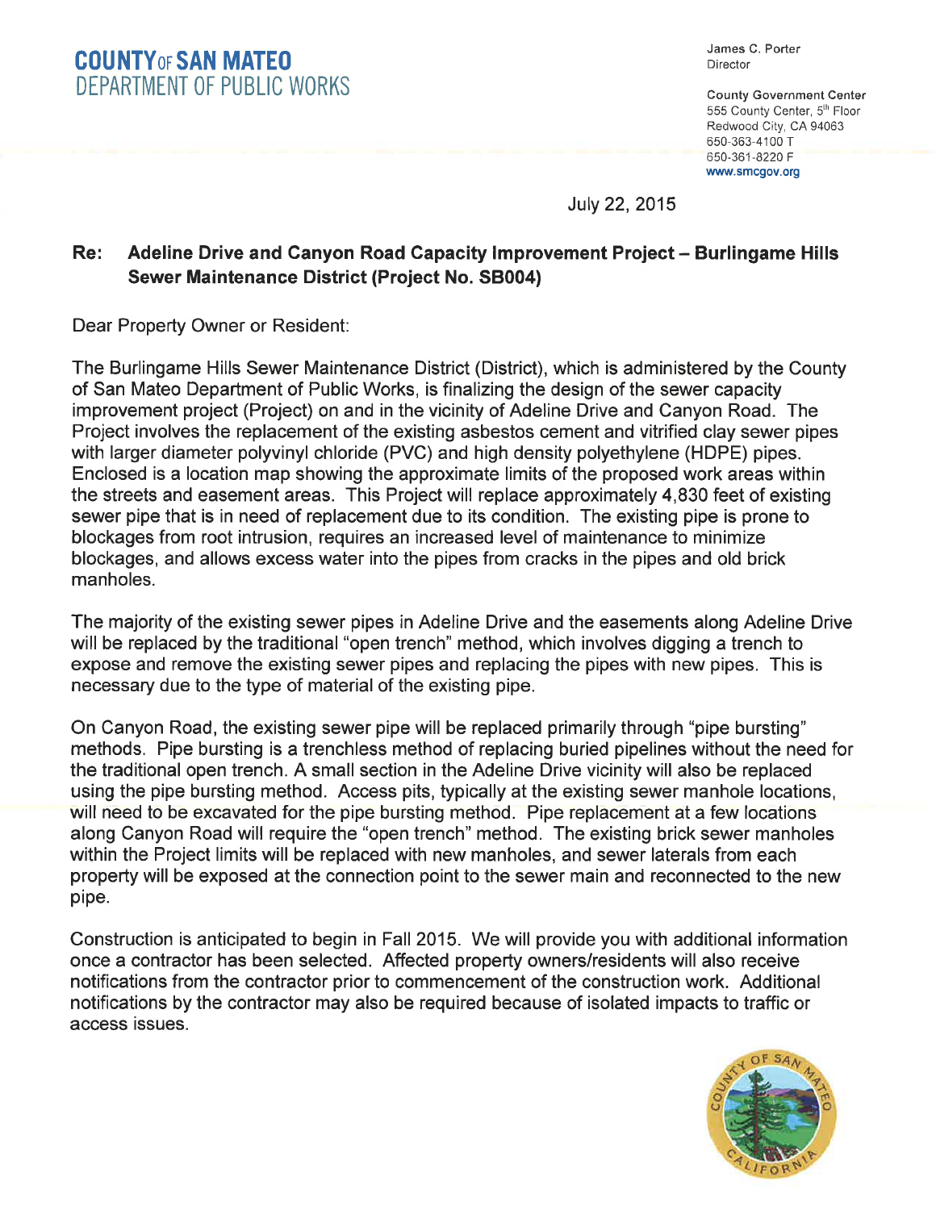# COUNTY OF SAN MATEO
## DEPARTMENT OF PUBLIC WORKS

James C. Porter
Director

County Government Center
555 County Center, 5th Floor
Redwood City, CA 94063
650-363-4100 T
650-361-8220 F
www.smcgov.org

July 22, 2015

**Re: Adeline Drive and Canyon Road Capacity Improvement Project – Burlingame Hills Sewer Maintenance District (Project No. SB004)**

Dear Property Owner or Resident:

The Burlingame Hills Sewer Maintenance District (District), which is administered by the County of San Mateo Department of Public Works, is finalizing the design of the sewer capacity improvement project (Project) on and in the vicinity of Adeline Drive and Canyon Road. The Project involves the replacement of the existing asbestos cement and vitrified clay sewer pipes with larger diameter polyvinyl chloride (PVC) and high density polyethylene (HDPE) pipes. Enclosed is a location map showing the approximate limits of the proposed work areas within the streets and easement areas. This Project will replace approximately 4,830 feet of existing sewer pipe that is in need of replacement due to its condition. The existing pipe is prone to blockages from root intrusion, requires an increased level of maintenance to minimize blockages, and allows excess water into the pipes from cracks in the pipes and old brick manholes.

The majority of the existing sewer pipes in Adeline Drive and the easements along Adeline Drive will be replaced by the traditional "open trench" method, which involves digging a trench to expose and remove the existing sewer pipes and replacing the pipes with new pipes. This is necessary due to the type of material of the existing pipe.

On Canyon Road, the existing sewer pipe will be replaced primarily through "pipe bursting" methods. Pipe bursting is a trenchless method of replacing buried pipelines without the need for the traditional open trench. A small section in the Adeline Drive vicinity will also be replaced using the pipe bursting method. Access pits, typically at the existing sewer manhole locations, will need to be excavated for the pipe bursting method. Pipe replacement at a few locations along Canyon Road will require the "open trench" method. The existing brick sewer manholes within the Project limits will be replaced with new manholes, and sewer laterals from each property will be exposed at the connection point to the sewer main and reconnected to the new pipe.

Construction is anticipated to begin in Fall 2015. We will provide you with additional information once a contractor has been selected. Affected property owners/residents will also receive notifications from the contractor prior to commencement of the construction work. Additional notifications by the contractor may also be required because of isolated impacts to traffic or access issues.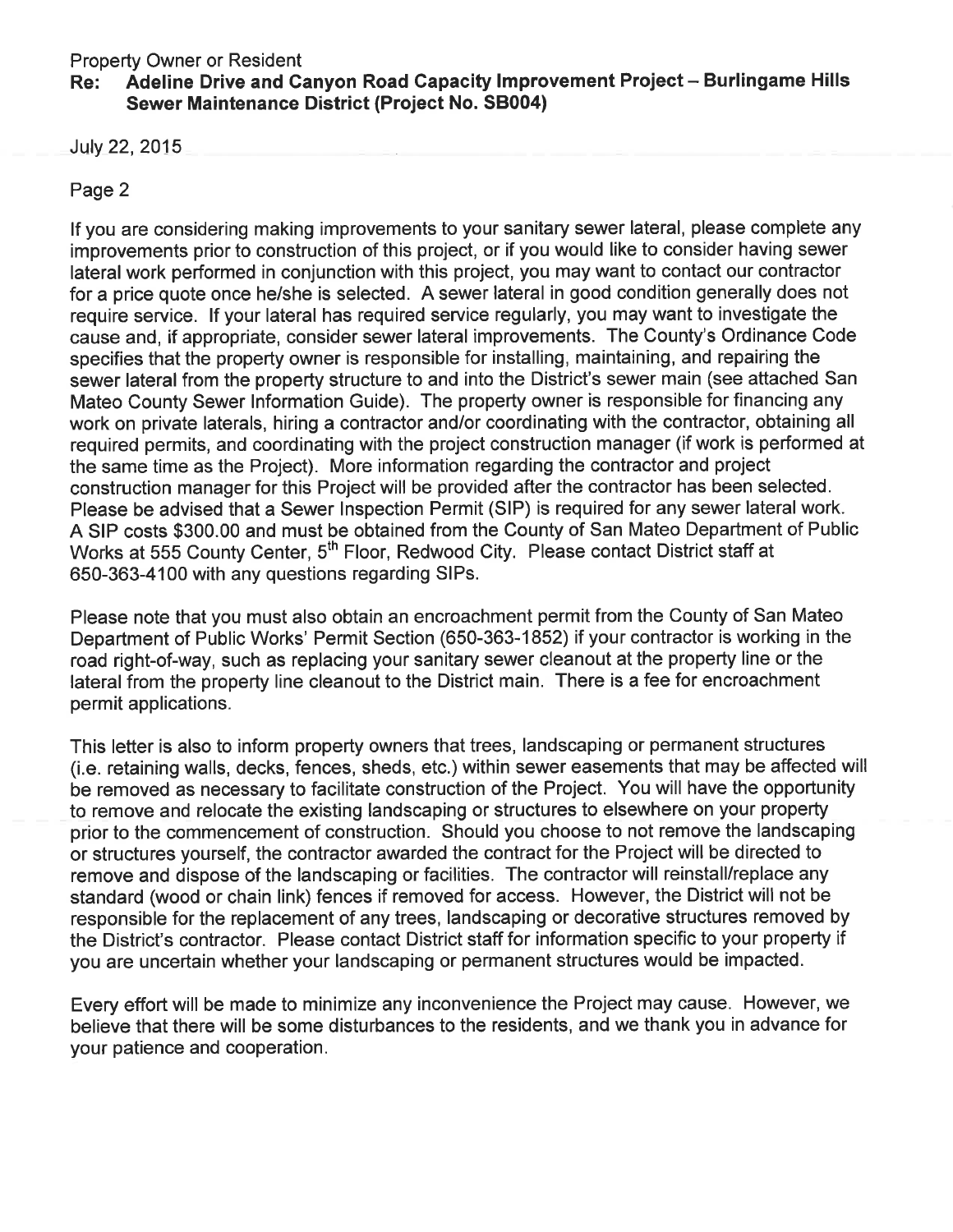If you are considering making improvements to your sanitary sewer lateral, please complete any improvements prior to construction of this project, or if you would like to consider having sewer lateral work performed in conjunction with this project, you may want to contact our contractor for a price quote once he/she is selected. A sewer lateral in good condition generally does not require service. If your lateral has required service regularly, you may want to investigate the cause and, if appropriate, consider sewer lateral improvements. The County's Ordinance Code specifies that the property owner is responsible for installing, maintaining, and repairing the sewer lateral from the property structure to and into the District's sewer main (see attached San Mateo County Sewer Information Guide). The property owner is responsible for financing any work on private laterals, hiring a contractor and/or coordinating with the contractor, obtaining all required permits, and coordinating with the project construction manager (if work is performed at the same time as the Project). More information regarding the contractor and project construction manager for this Project will be provided after the contractor has been selected. Please be advised that a Sewer Inspection Permit (SIP) is required for any sewer lateral work. A SIP costs $300.00 and must be obtained from the County of San Mateo Department of Public Works at 555 County Center, 5th Floor, Redwood City. Please contact District staff at 650-363-4100 with any questions regarding SIPs.

Please note that you must also obtain an encroachment permit from the County of San Mateo Department of Public Works' Permit Section (650-363-1852) if your contractor is working in the road right-of-way, such as replacing your sanitary sewer cleanout at the property line or the lateral from the property line cleanout to the District main. There is a fee for encroachment permit applications.

This letter is also to inform property owners that trees, landscaping or permanent structures (i.e. retaining walls, decks, fences, sheds, etc.) within sewer easements that may be affected will be removed as necessary to facilitate construction of the Project. You will have the opportunity to remove and relocate the existing landscaping or structures to elsewhere on your property prior to the commencement of construction. Should you choose to not remove the landscaping or structures yourself, the contractor awarded the contract for the Project will be directed to remove and dispose of the landscaping or facilities. The contractor will reinstall/replace any standard (wood or chain link) fences if removed for access. However, the District will not be responsible for the replacement of any trees, landscaping or decorative structures removed by the District's contractor. Please contact District staff for information specific to your property if you are uncertain whether your landscaping or permanent structures would be impacted.

Every effort will be made to minimize any inconvenience the Project may cause. However, we believe that there will be some disturbances to the residents, and we thank you in advance for your patience and cooperation.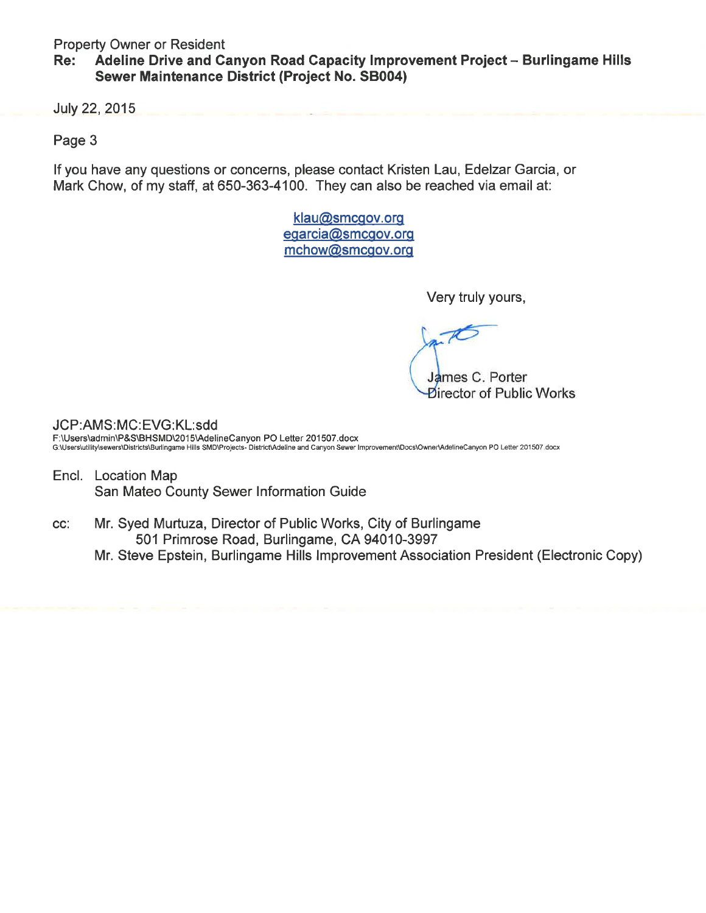Property Owner or Resident
**Re: Adeline Drive and Canyon Road Capacity Improvement Project – Burlingame Hills Sewer Maintenance District (Project No. SB004)**

July 22, 2015

Page 3

If you have any questions or concerns, please contact Kristen Lau, Edelzar Garcia, or Mark Chow, of my staff, at 650-363-4100. They can also be reached via email at:

klau@smcgov.org
egarcia@smcgov.org
mchow@smcgov.org

Very truly yours,

James C. Porter
Director of Public Works

JCP:AMS:MC:EVG:KL:sdd
F:\Users\admin\P&S\BHSMD\2015\AdelineCanyon PO Letter 201507.docx
G:\Users\utility\sewers\Districts\Burlingame Hills SMD\Projects- District\Adeline and Canyon Sewer Improvement\Docs\Owner\AdelineCanyon PO Letter 201507.docx

Encl. Location Map
San Mateo County Sewer Information Guide

cc: Mr. Syed Murtuza, Director of Public Works, City of Burlingame
501 Primrose Road, Burlingame, CA 94010-3997
Mr. Steve Epstein, Burlingame Hills Improvement Association President (Electronic Copy)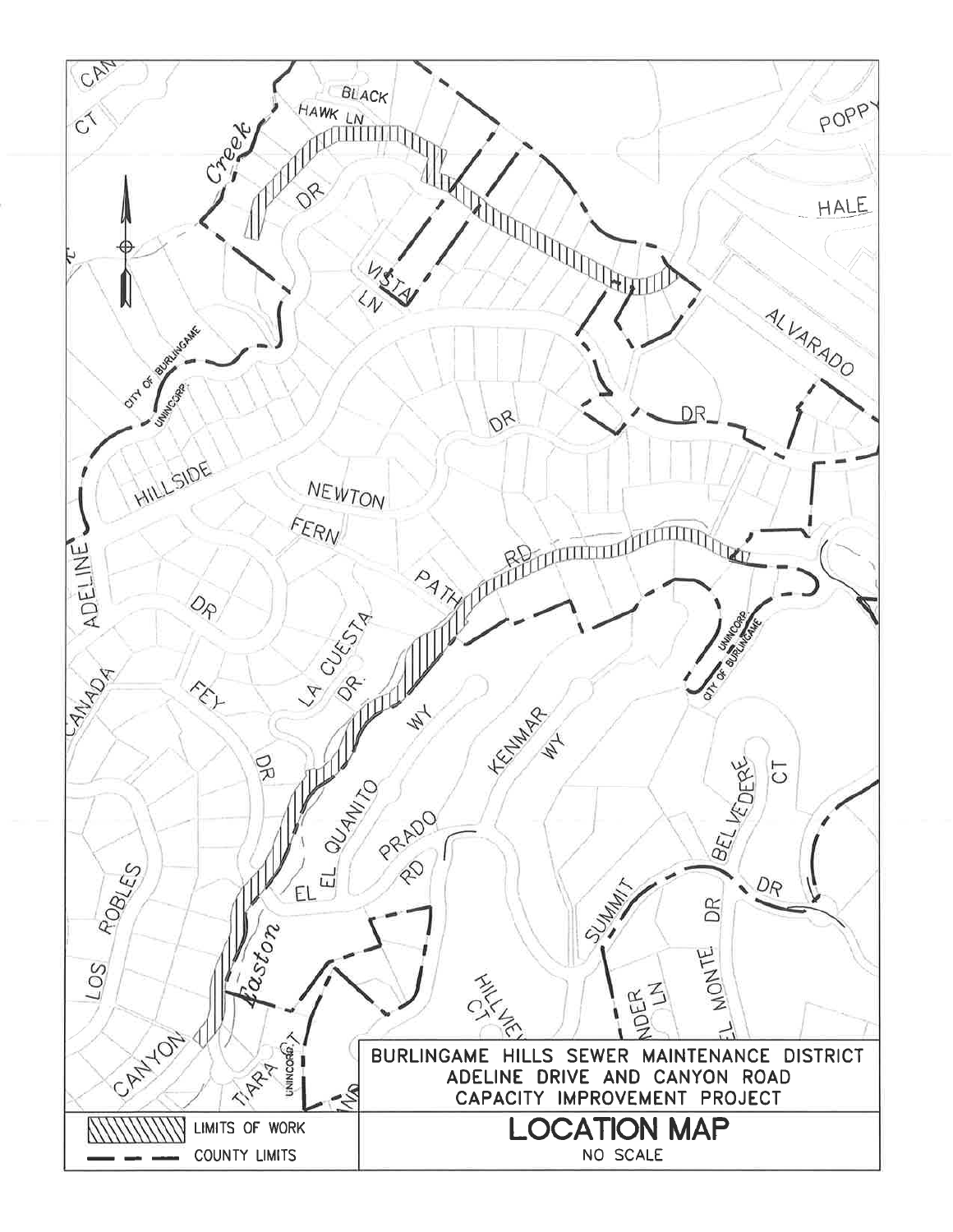# BURLINGAME HILLS SEWER MAINTENANCE DISTRICT
## ADELINE DRIVE AND CANYON ROAD CAPACITY IMPROVEMENT PROJECT

## LOCATION MAP

NO SCALE

| Symbol | Legend |
|---|---|
| (hatched) | LIMITS OF WORK |
| (dashed line) | COUNTY LIMITS |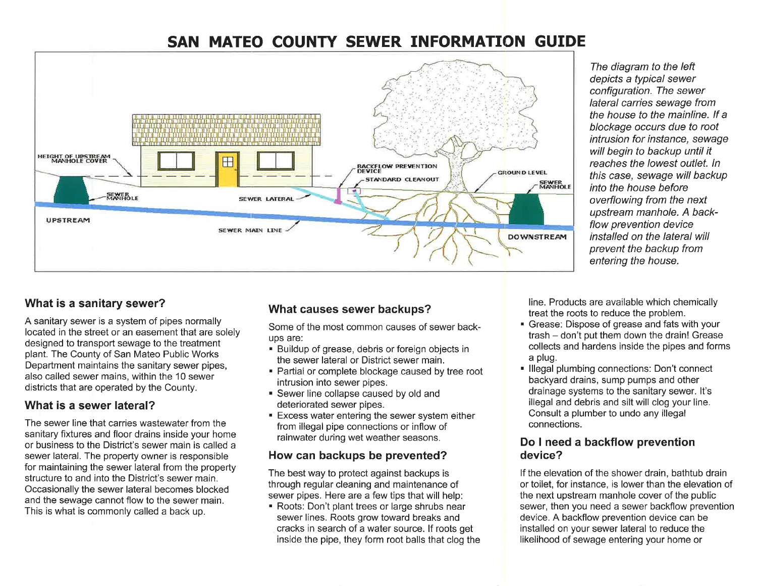# SAN MATEO COUNTY SEWER INFORMATION GUIDE

HEIGHT OF UPSTREAM MANHOLE COVER

SEWER MANHOLE

UPSTREAM

SEWER MAIN LINE

SEWER LATERAL

BACKFLOW PREVENTION DEVICE

STANDARD CLEANOUT

GROUND LEVEL

SEWER MANHOLE

DOWNSTREAM

*The diagram to the left depicts a typical sewer configuration. The sewer lateral carries sewage from the house to the mainline. If a blockage occurs due to root intrusion for instance, sewage will begin to backup until it reaches the lowest outlet. In this case, sewage will backup into the house before overflowing from the next upstream manhole. A back-flow prevention device installed on the lateral will prevent the backup from entering the house.*

## What is a sanitary sewer?

A sanitary sewer is a system of pipes normally located in the street or an easement that are solely designed to transport sewage to the treatment plant. The County of San Mateo Public Works Department maintains the sanitary sewer pipes, also called sewer mains, within the 10 sewer districts that are operated by the County.

## What is a sewer lateral?

The sewer line that carries wastewater from the sanitary fixtures and floor drains inside your home or business to the District's sewer main is called a sewer lateral. The property owner is responsible for maintaining the sewer lateral from the property structure to and into the District's sewer main. Occasionally the sewer lateral becomes blocked and the sewage cannot flow to the sewer main. This is what is commonly called a back up.

## What causes sewer backups?

Some of the most common causes of sewer back-ups are:

- Buildup of grease, debris or foreign objects in the sewer lateral or District sewer main.
- Partial or complete blockage caused by tree root intrusion into sewer pipes.
- Sewer line collapse caused by old and deteriorated sewer pipes.
- Excess water entering the sewer system either from illegal pipe connections or inflow of rainwater during wet weather seasons.

## How can backups be prevented?

The best way to protect against backups is through regular cleaning and maintenance of sewer pipes. Here are a few tips that will help:

- Roots: Don't plant trees or large shrubs near sewer lines. Roots grow toward breaks and cracks in search of a water source. If roots get inside the pipe, they form root balls that clog the line. Products are available which chemically treat the roots to reduce the problem.
- Grease: Dispose of grease and fats with your trash – don't put them down the drain! Grease collects and hardens inside the pipes and forms a plug.
- Illegal plumbing connections: Don't connect backyard drains, sump pumps and other drainage systems to the sanitary sewer. It's illegal and debris and silt will clog your line. Consult a plumber to undo any illegal connections.

## Do I need a backflow prevention device?

If the elevation of the shower drain, bathtub drain or toilet, for instance, is lower than the elevation of the next upstream manhole cover of the public sewer, then you need a sewer backflow prevention device. A backflow prevention device can be installed on your sewer lateral to reduce the likelihood of sewage entering your home or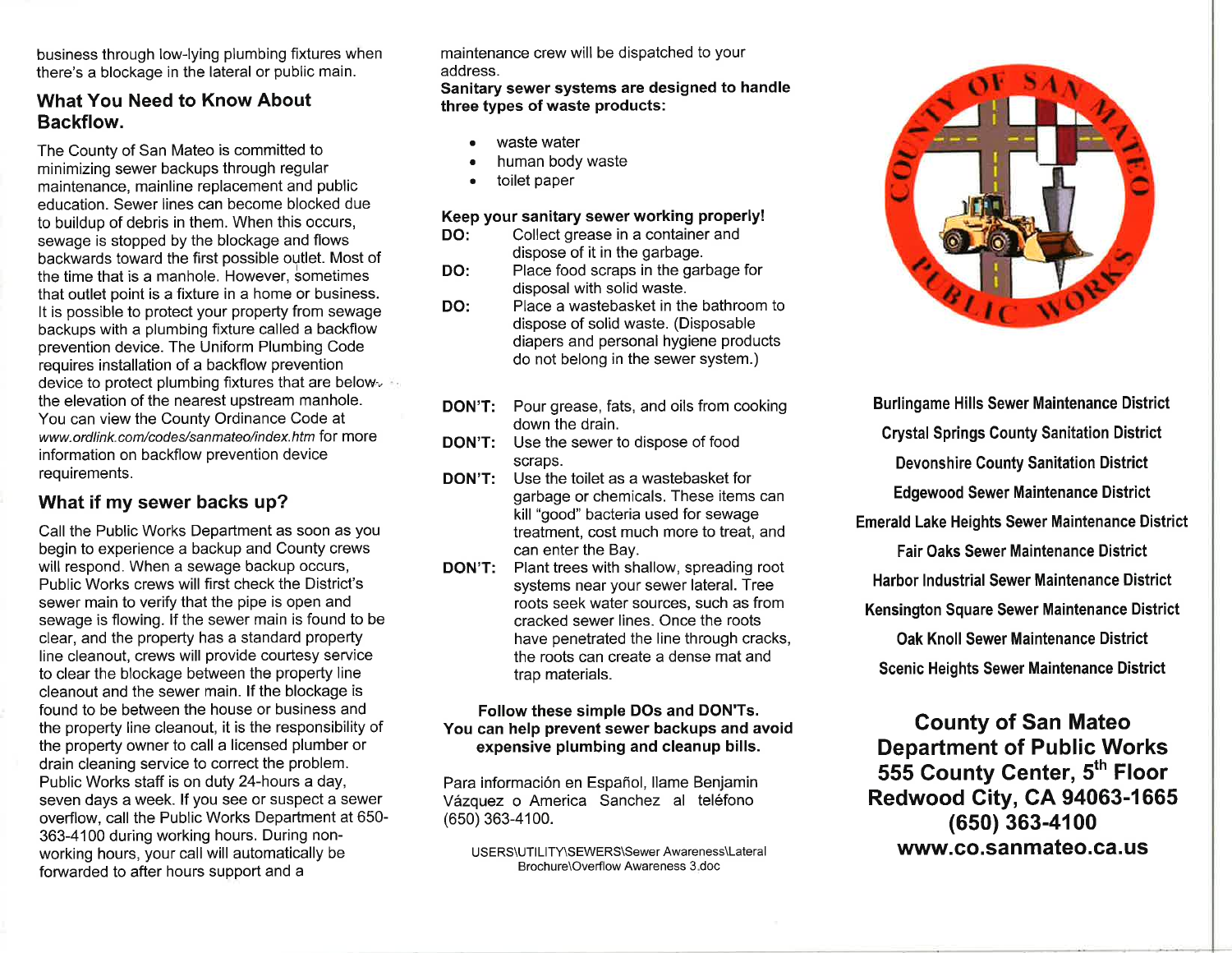business through low-lying plumbing fixtures when there's a blockage in the lateral or public main.

## What You Need to Know About Backflow.

The County of San Mateo is committed to minimizing sewer backups through regular maintenance, mainline replacement and public education. Sewer lines can become blocked due to buildup of debris in them. When this occurs, sewage is stopped by the blockage and flows backwards toward the first possible outlet. Most of the time that is a manhole. However, sometimes that outlet point is a fixture in a home or business. It is possible to protect your property from sewage backups with a plumbing fixture called a backflow prevention device. The Uniform Plumbing Code requires installation of a backflow prevention device to protect plumbing fixtures that are below the elevation of the nearest upstream manhole. You can view the County Ordinance Code at *www.ordlink.com/codes/sanmateo/index.htm* for more information on backflow prevention device requirements.

## What if my sewer backs up?

Call the Public Works Department as soon as you begin to experience a backup and County crews will respond. When a sewage backup occurs, Public Works crews will first check the District's sewer main to verify that the pipe is open and sewage is flowing. If the sewer main is found to be clear, and the property has a standard property line cleanout, crews will provide courtesy service to clear the blockage between the property line cleanout and the sewer main. If the blockage is found to be between the house or business and the property line cleanout, it is the responsibility of the property owner to call a licensed plumber or drain cleaning service to correct the problem. Public Works staff is on duty 24-hours a day, seven days a week. If you see or suspect a sewer overflow, call the Public Works Department at 650-363-4100 during working hours. During non-working hours, your call will automatically be forwarded to after hours support and a maintenance crew will be dispatched to your address.

**Sanitary sewer systems are designed to handle three types of waste products:**

- waste water
- human body waste
- toilet paper

**Keep your sanitary sewer working properly!**

**DO:** Collect grease in a container and dispose of it in the garbage.

**DO:** Place food scraps in the garbage for disposal with solid waste.

**DO:** Place a wastebasket in the bathroom to dispose of solid waste. (Disposable diapers and personal hygiene products do not belong in the sewer system.)

**DON'T:** Pour grease, fats, and oils from cooking down the drain.

**DON'T:** Use the sewer to dispose of food scraps.

**DON'T:** Use the toilet as a wastebasket for garbage or chemicals. These items can kill "good" bacteria used for sewage treatment, cost much more to treat, and can enter the Bay.

**DON'T:** Plant trees with shallow, spreading root systems near your sewer lateral. Tree roots seek water sources, such as from cracked sewer lines. Once the roots have penetrated the line through cracks, the roots can create a dense mat and trap materials.

**Follow these simple DOs and DON'Ts. You can help prevent sewer backups and avoid expensive plumbing and cleanup bills.**

Para información en Español, llame Benjamin Vázquez o America Sanchez al teléfono (650) 363-4100.

USERS\UTILITY\SEWERS\Sewer Awareness\Lateral Brochure\Overflow Awareness 3.doc

COUNTY OF SAN MATEO PUBLIC WORKS

**Burlingame Hills Sewer Maintenance District**
**Crystal Springs County Sanitation District**
**Devonshire County Sanitation District**
**Edgewood Sewer Maintenance District**
**Emerald Lake Heights Sewer Maintenance District**
**Fair Oaks Sewer Maintenance District**
**Harbor Industrial Sewer Maintenance District**
**Kensington Square Sewer Maintenance District**
**Oak Knoll Sewer Maintenance District**
**Scenic Heights Sewer Maintenance District**

**County of San Mateo**
**Department of Public Works**
**555 County Center, 5th Floor**
**Redwood City, CA 94063-1665**
**(650) 363-4100**
**www.co.sanmateo.ca.us**